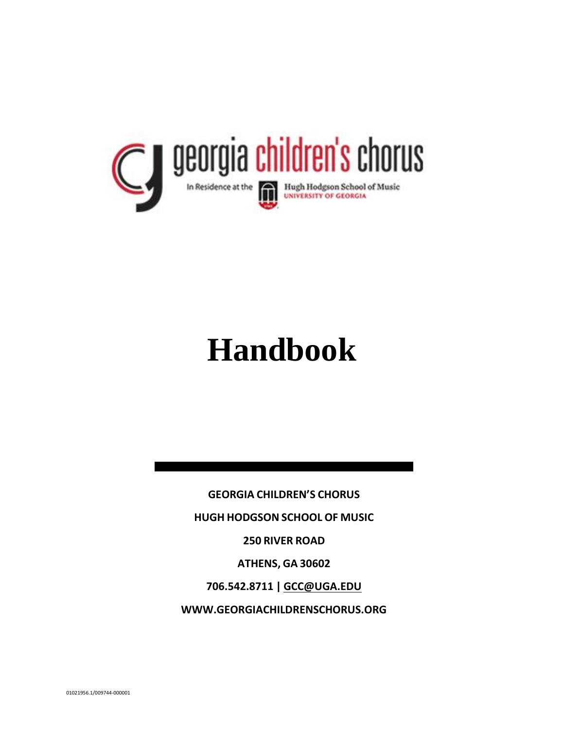georgia children's chorus

In Residence at the Hugh Hodgson School of Music UNIVERSITY OF GEORGIA

# Handbook

**GEORGIA CHILDREN'S CHORUS**

**HUGH HODGSON SCHOOL OF MUSIC**

**250 RIVER ROAD**

**ATHENS, GA 30602**

**706.542.8711 | GCC@UGA.EDU**

**WWW.GEORGIACHILDRENSCHORUS.ORG**

01021956.1/009744-000001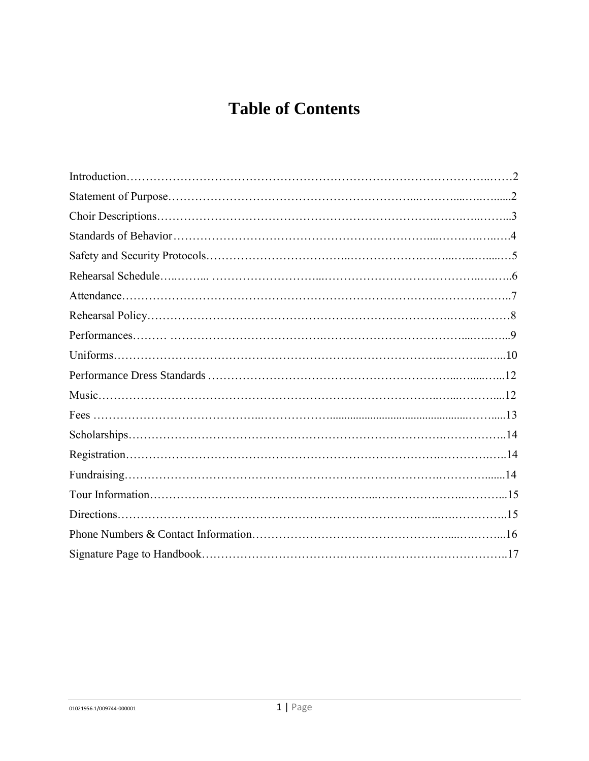# Table of Contents

Introduction……………………………………………………………………………………2

Statement of Purpose……………………………………………………………………………2

Choir Descriptions………………………………………………………………………………3

Standards of Behavior……………………………………………………………………………4

Safety and Security Protocols……………………………………………………………………5

Rehearsal Schedule………………………………………………………………………………6

Attendance………………………………………………………………………………………7

Rehearsal Policy…………………………………………………………………………………8

Performances……………………………………………………………………………………9

Uniforms…………………………………………………………………………………………10

Performance Dress Standards …………………………………………………………………12

Music……………………………………………………………………………………………12

Fees ……………………………………………………………………………………………13

Scholarships……………………………………………………………………………………14

Registration……………………………………………………………………………………14

Fundraising……………………………………………………………………………………14

Tour Information………………………………………………………………………………15

Directions………………………………………………………………………………………15

Phone Numbers & Contact Information………………………………………………………16

Signature Page to Handbook……………………………………………………………………17

01021956.1/009744-000001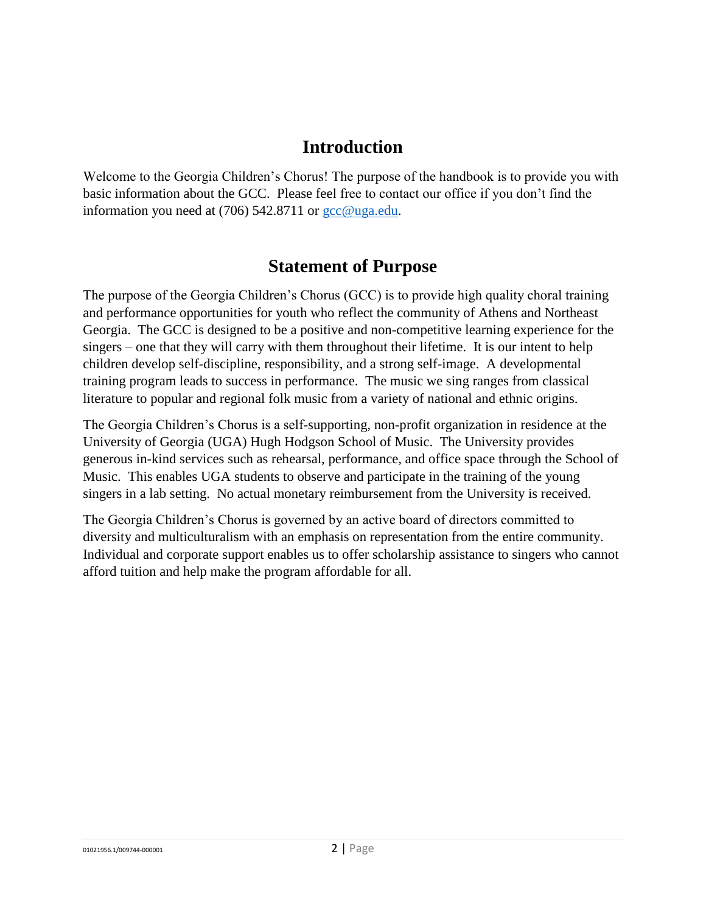# Introduction

Welcome to the Georgia Children's Chorus! The purpose of the handbook is to provide you with basic information about the GCC. Please feel free to contact our office if you don't find the information you need at (706) 542.8711 or gcc@uga.edu.

# Statement of Purpose

The purpose of the Georgia Children's Chorus (GCC) is to provide high quality choral training and performance opportunities for youth who reflect the community of Athens and Northeast Georgia. The GCC is designed to be a positive and non-competitive learning experience for the singers – one that they will carry with them throughout their lifetime. It is our intent to help children develop self-discipline, responsibility, and a strong self-image. A developmental training program leads to success in performance. The music we sing ranges from classical literature to popular and regional folk music from a variety of national and ethnic origins.

The Georgia Children's Chorus is a self-supporting, non-profit organization in residence at the University of Georgia (UGA) Hugh Hodgson School of Music. The University provides generous in-kind services such as rehearsal, performance, and office space through the School of Music. This enables UGA students to observe and participate in the training of the young singers in a lab setting. No actual monetary reimbursement from the University is received.

The Georgia Children's Chorus is governed by an active board of directors committed to diversity and multiculturalism with an emphasis on representation from the entire community. Individual and corporate support enables us to offer scholarship assistance to singers who cannot afford tuition and help make the program affordable for all.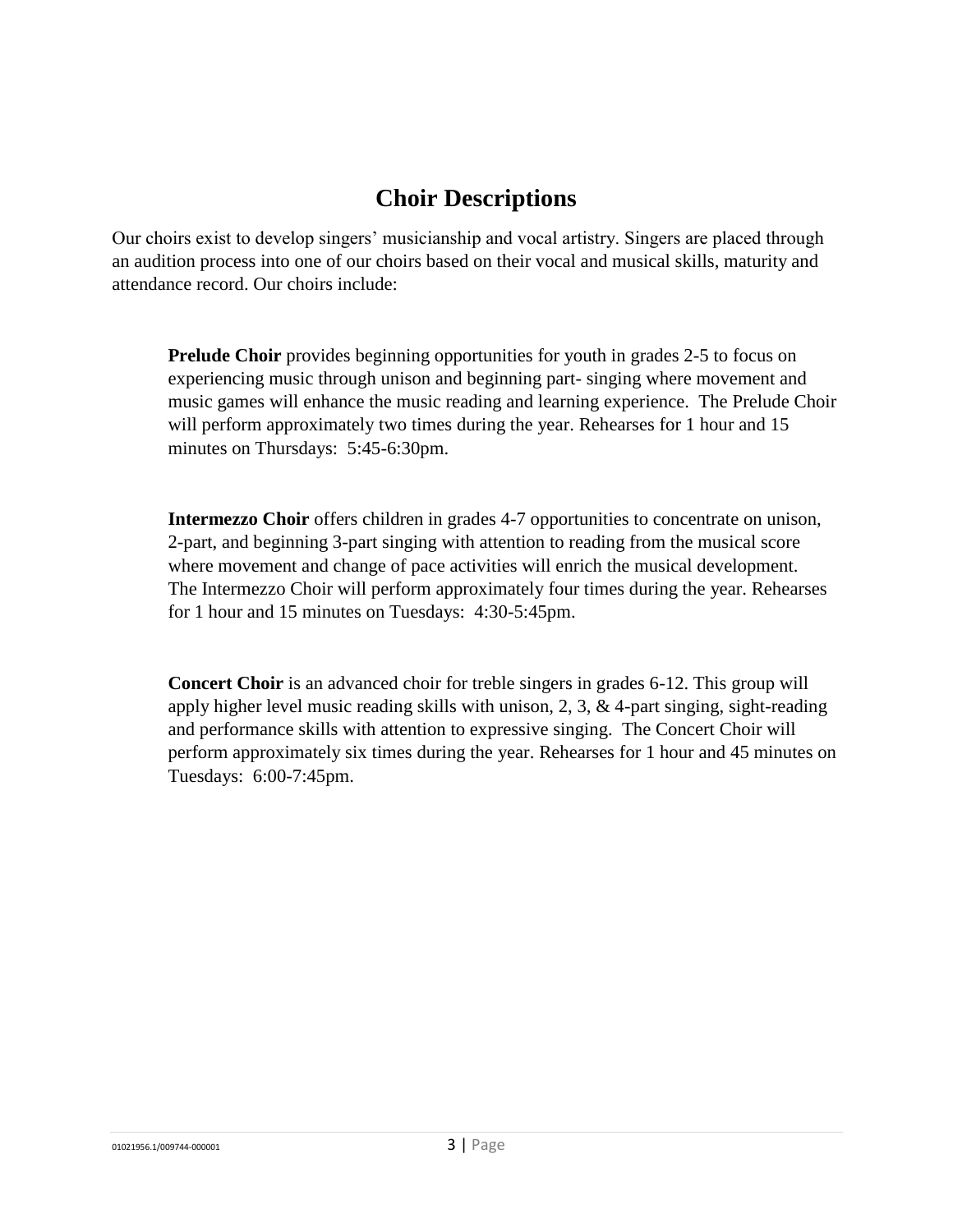# Choir Descriptions

Our choirs exist to develop singers' musicianship and vocal artistry. Singers are placed through an audition process into one of our choirs based on their vocal and musical skills, maturity and attendance record. Our choirs include:

**Prelude Choir** provides beginning opportunities for youth in grades 2-5 to focus on experiencing music through unison and beginning part- singing where movement and music games will enhance the music reading and learning experience. The Prelude Choir will perform approximately two times during the year. Rehearses for 1 hour and 15 minutes on Thursdays: 5:45-6:30pm.

**Intermezzo Choir** offers children in grades 4-7 opportunities to concentrate on unison, 2-part, and beginning 3-part singing with attention to reading from the musical score where movement and change of pace activities will enrich the musical development. The Intermezzo Choir will perform approximately four times during the year. Rehearses for 1 hour and 15 minutes on Tuesdays: 4:30-5:45pm.

**Concert Choir** is an advanced choir for treble singers in grades 6-12. This group will apply higher level music reading skills with unison, 2, 3, & 4-part singing, sight-reading and performance skills with attention to expressive singing. The Concert Choir will perform approximately six times during the year. Rehearses for 1 hour and 45 minutes on Tuesdays: 6:00-7:45pm.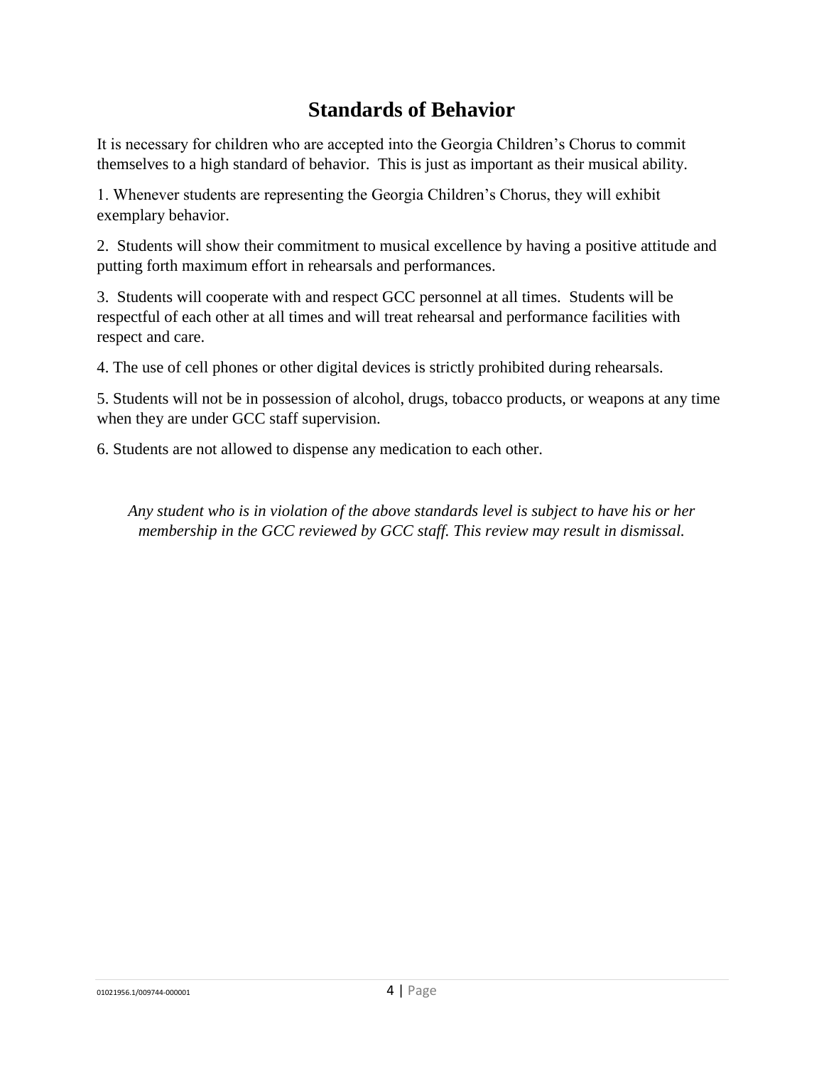# Standards of Behavior

It is necessary for children who are accepted into the Georgia Children's Chorus to commit themselves to a high standard of behavior. This is just as important as their musical ability.

1. Whenever students are representing the Georgia Children's Chorus, they will exhibit exemplary behavior.

2. Students will show their commitment to musical excellence by having a positive attitude and putting forth maximum effort in rehearsals and performances.

3. Students will cooperate with and respect GCC personnel at all times. Students will be respectful of each other at all times and will treat rehearsal and performance facilities with respect and care.

4. The use of cell phones or other digital devices is strictly prohibited during rehearsals.

5. Students will not be in possession of alcohol, drugs, tobacco products, or weapons at any time when they are under GCC staff supervision.

6. Students are not allowed to dispense any medication to each other.

*Any student who is in violation of the above standards level is subject to have his or her membership in the GCC reviewed by GCC staff. This review may result in dismissal.*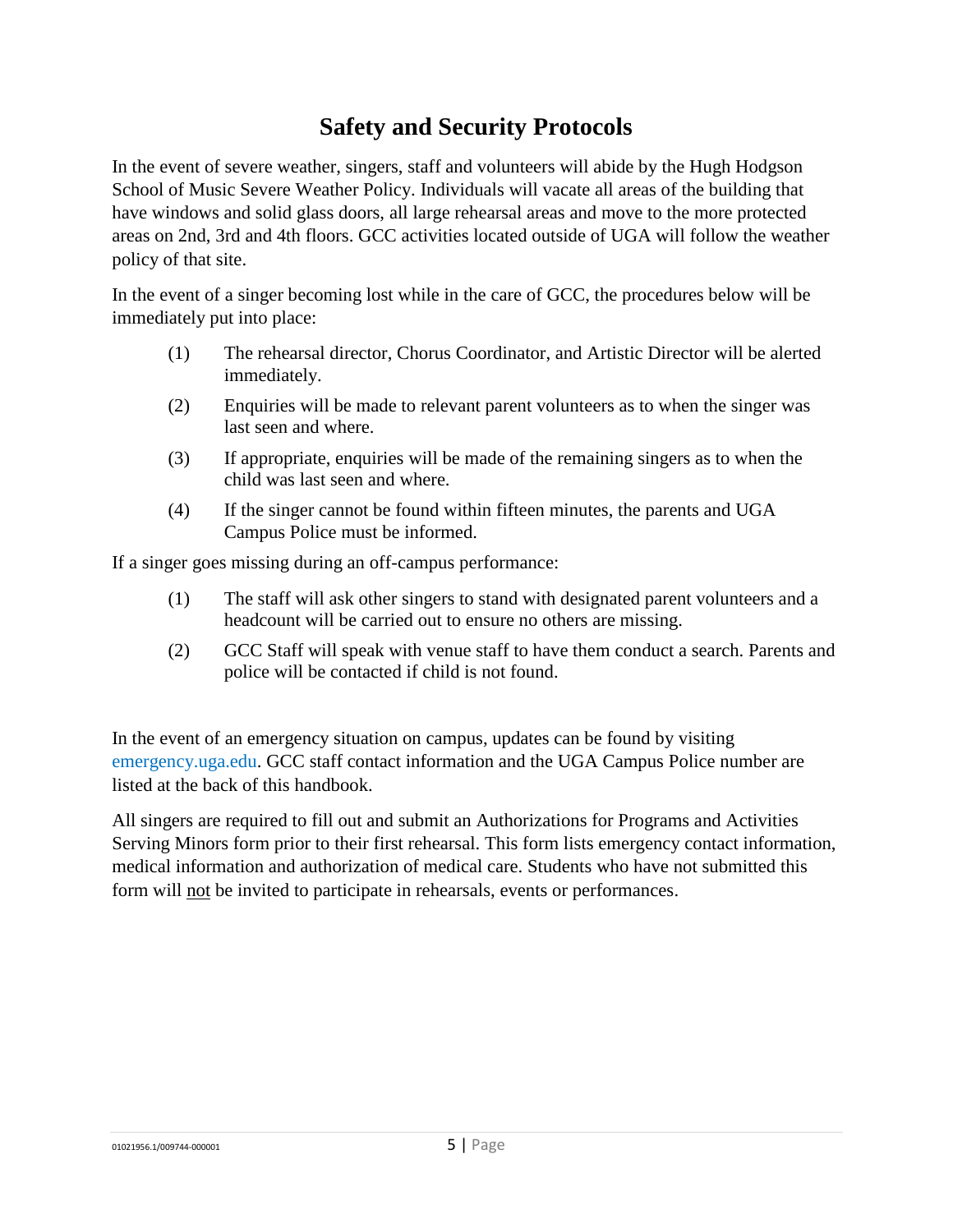# Safety and Security Protocols

In the event of severe weather, singers, staff and volunteers will abide by the Hugh Hodgson School of Music Severe Weather Policy. Individuals will vacate all areas of the building that have windows and solid glass doors, all large rehearsal areas and move to the more protected areas on 2nd, 3rd and 4th floors. GCC activities located outside of UGA will follow the weather policy of that site.

In the event of a singer becoming lost while in the care of GCC, the procedures below will be immediately put into place:

(1) The rehearsal director, Chorus Coordinator, and Artistic Director will be alerted immediately.

(2) Enquiries will be made to relevant parent volunteers as to when the singer was last seen and where.

(3) If appropriate, enquiries will be made of the remaining singers as to when the child was last seen and where.

(4) If the singer cannot be found within fifteen minutes, the parents and UGA Campus Police must be informed.

If a singer goes missing during an off-campus performance:

(1) The staff will ask other singers to stand with designated parent volunteers and a headcount will be carried out to ensure no others are missing.

(2) GCC Staff will speak with venue staff to have them conduct a search. Parents and police will be contacted if child is not found.

In the event of an emergency situation on campus, updates can be found by visiting emergency.uga.edu. GCC staff contact information and the UGA Campus Police number are listed at the back of this handbook.

All singers are required to fill out and submit an Authorizations for Programs and Activities Serving Minors form prior to their first rehearsal. This form lists emergency contact information, medical information and authorization of medical care. Students who have not submitted this form will <u>not</u> be invited to participate in rehearsals, events or performances.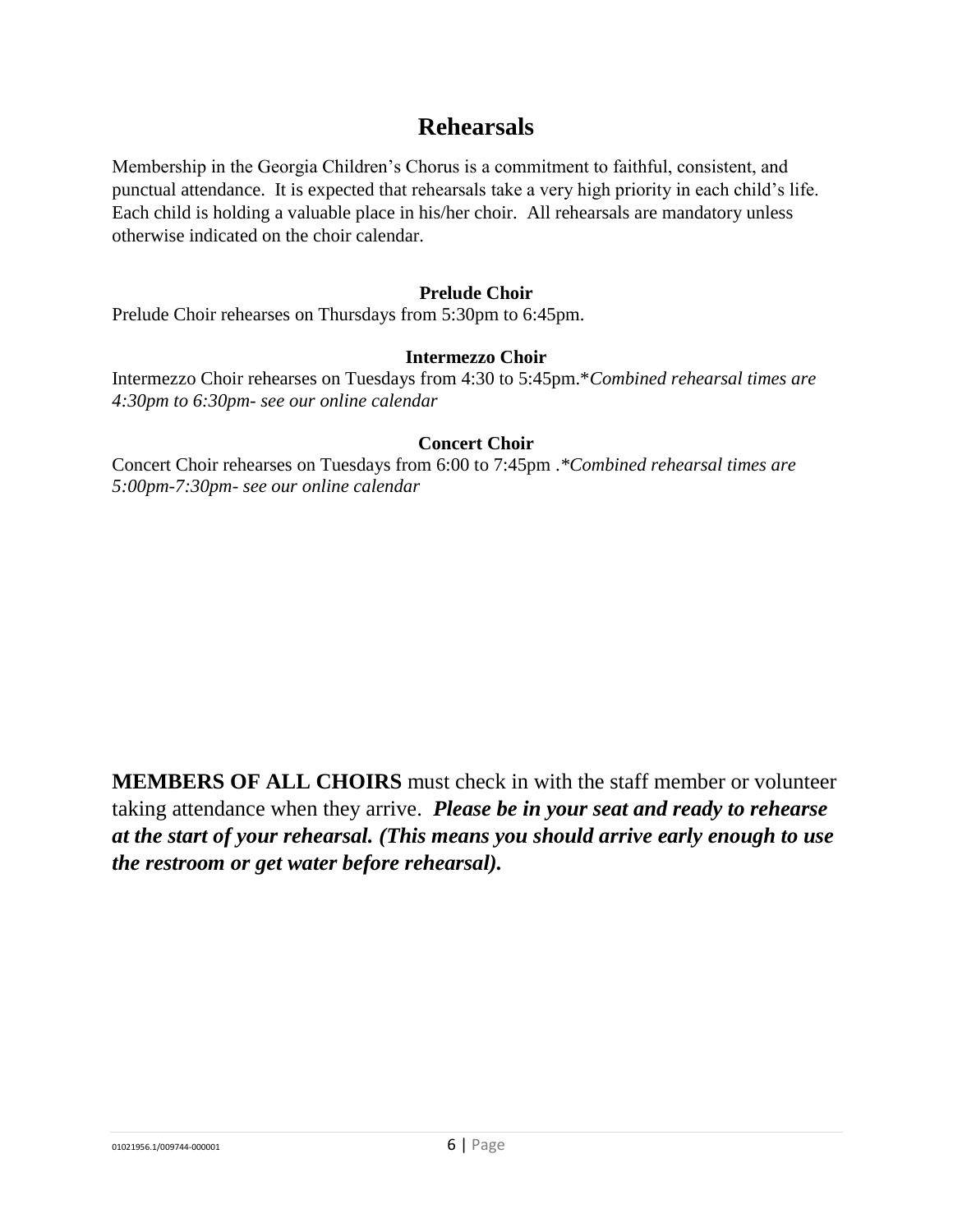# Rehearsals

Membership in the Georgia Children's Chorus is a commitment to faithful, consistent, and punctual attendance. It is expected that rehearsals take a very high priority in each child's life. Each child is holding a valuable place in his/her choir. All rehearsals are mandatory unless otherwise indicated on the choir calendar.

**Prelude Choir**

Prelude Choir rehearses on Thursdays from 5:30pm to 6:45pm.

**Intermezzo Choir**

Intermezzo Choir rehearses on Tuesdays from 4:30 to 5:45pm.**Combined rehearsal times are 4:30pm to 6:30pm- see our online calendar*

**Concert Choir**

Concert Choir rehearses on Tuesdays from 6:00 to 7:45pm .**Combined rehearsal times are 5:00pm-7:30pm- see our online calendar*

**MEMBERS OF ALL CHOIRS** must check in with the staff member or volunteer taking attendance when they arrive. ***Please be in your seat and ready to rehearse at the start of your rehearsal. (This means you should arrive early enough to use the restroom or get water before rehearsal).***

01021956.1/009744-000001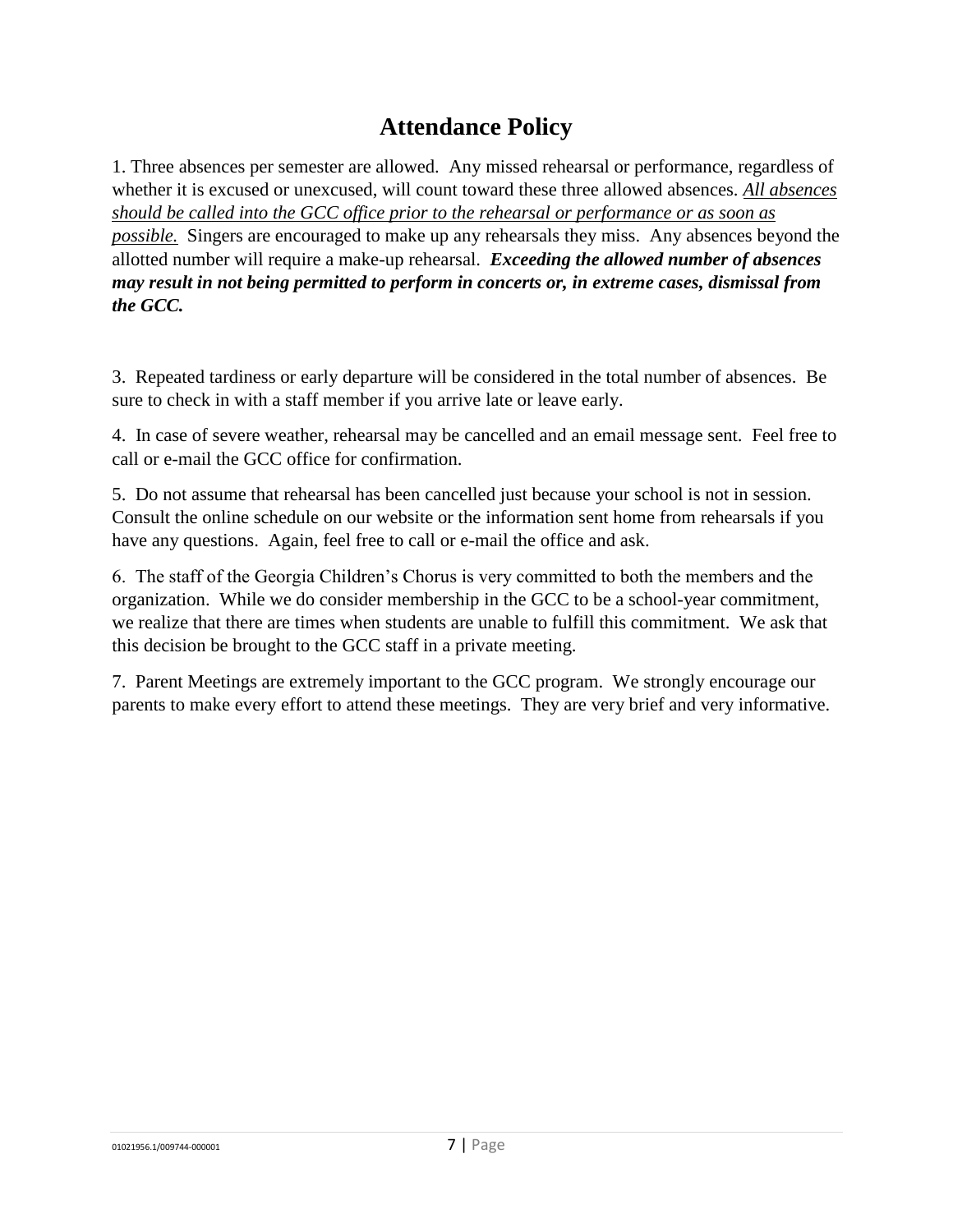# Attendance Policy

1. Three absences per semester are allowed. Any missed rehearsal or performance, regardless of whether it is excused or unexcused, will count toward these three allowed absences. <u>*All absences should be called into the GCC office prior to the rehearsal or performance or as soon as possible.*</u> Singers are encouraged to make up any rehearsals they miss. Any absences beyond the allotted number will require a make-up rehearsal. ***Exceeding the allowed number of absences may result in not being permitted to perform in concerts or, in extreme cases, dismissal from the GCC.***

3. Repeated tardiness or early departure will be considered in the total number of absences. Be sure to check in with a staff member if you arrive late or leave early.

4. In case of severe weather, rehearsal may be cancelled and an email message sent. Feel free to call or e-mail the GCC office for confirmation.

5. Do not assume that rehearsal has been cancelled just because your school is not in session. Consult the online schedule on our website or the information sent home from rehearsals if you have any questions. Again, feel free to call or e-mail the office and ask.

6. The staff of the Georgia Children's Chorus is very committed to both the members and the organization. While we do consider membership in the GCC to be a school-year commitment, we realize that there are times when students are unable to fulfill this commitment. We ask that this decision be brought to the GCC staff in a private meeting.

7. Parent Meetings are extremely important to the GCC program. We strongly encourage our parents to make every effort to attend these meetings. They are very brief and very informative.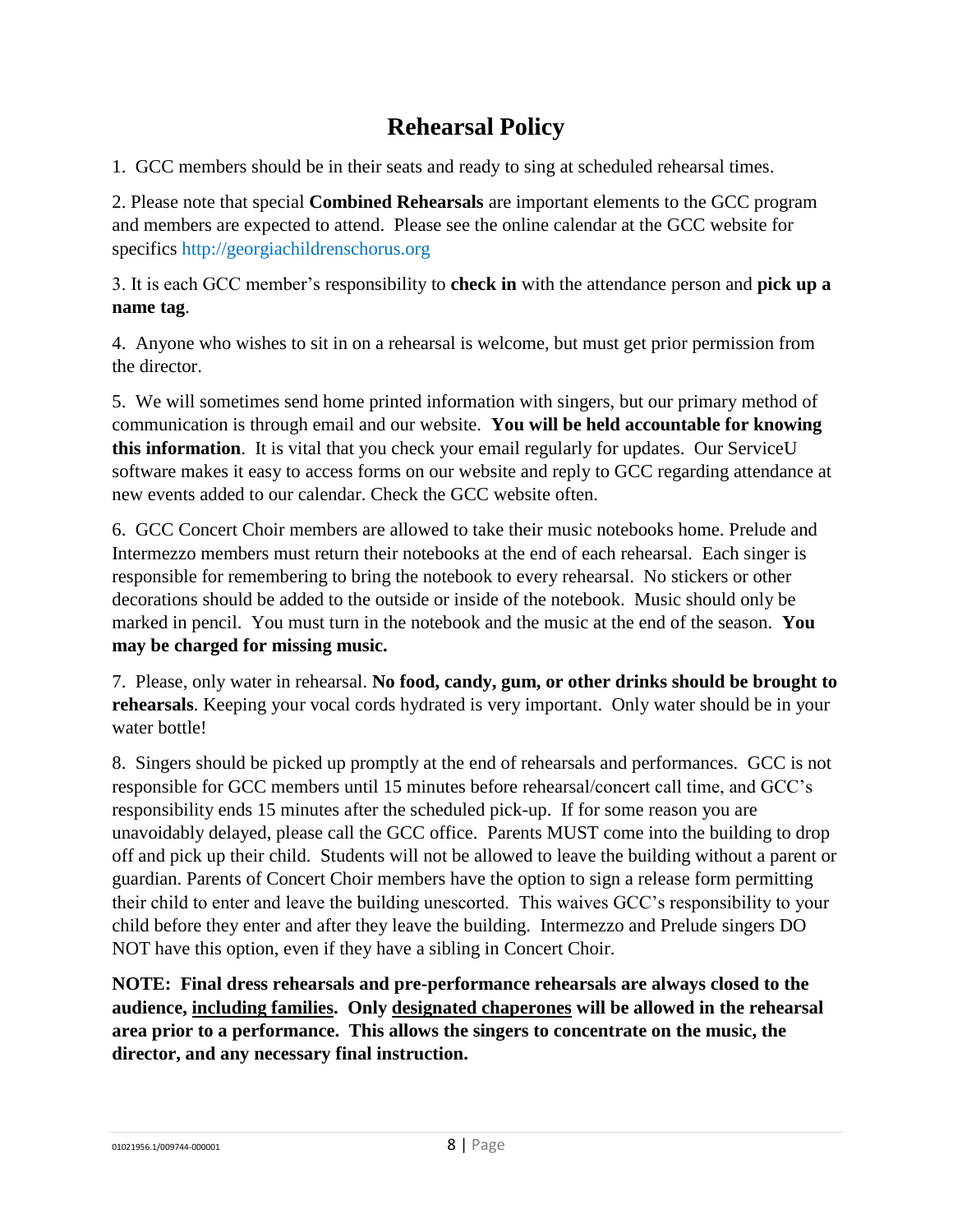# Rehearsal Policy

1. GCC members should be in their seats and ready to sing at scheduled rehearsal times.

2. Please note that special **Combined Rehearsals** are important elements to the GCC program and members are expected to attend. Please see the online calendar at the GCC website for specifics http://georgiachildrenschorus.org

3. It is each GCC member's responsibility to **check in** with the attendance person and **pick up a name tag**.

4. Anyone who wishes to sit in on a rehearsal is welcome, but must get prior permission from the director.

5. We will sometimes send home printed information with singers, but our primary method of communication is through email and our website. **You will be held accountable for knowing this information**. It is vital that you check your email regularly for updates. Our ServiceU software makes it easy to access forms on our website and reply to GCC regarding attendance at new events added to our calendar. Check the GCC website often.

6. GCC Concert Choir members are allowed to take their music notebooks home. Prelude and Intermezzo members must return their notebooks at the end of each rehearsal. Each singer is responsible for remembering to bring the notebook to every rehearsal. No stickers or other decorations should be added to the outside or inside of the notebook. Music should only be marked in pencil. You must turn in the notebook and the music at the end of the season. **You may be charged for missing music.**

7. Please, only water in rehearsal. **No food, candy, gum, or other drinks should be brought to rehearsals**. Keeping your vocal cords hydrated is very important. Only water should be in your water bottle!

8. Singers should be picked up promptly at the end of rehearsals and performances. GCC is not responsible for GCC members until 15 minutes before rehearsal/concert call time, and GCC's responsibility ends 15 minutes after the scheduled pick-up. If for some reason you are unavoidably delayed, please call the GCC office. Parents MUST come into the building to drop off and pick up their child. Students will not be allowed to leave the building without a parent or guardian. Parents of Concert Choir members have the option to sign a release form permitting their child to enter and leave the building unescorted. This waives GCC's responsibility to your child before they enter and after they leave the building. Intermezzo and Prelude singers DO NOT have this option, even if they have a sibling in Concert Choir.

**NOTE: Final dress rehearsals and pre-performance rehearsals are always closed to the audience, <u>including families</u>. Only <u>designated chaperones</u> will be allowed in the rehearsal area prior to a performance. This allows the singers to concentrate on the music, the director, and any necessary final instruction.**

01021956.1/009744-000001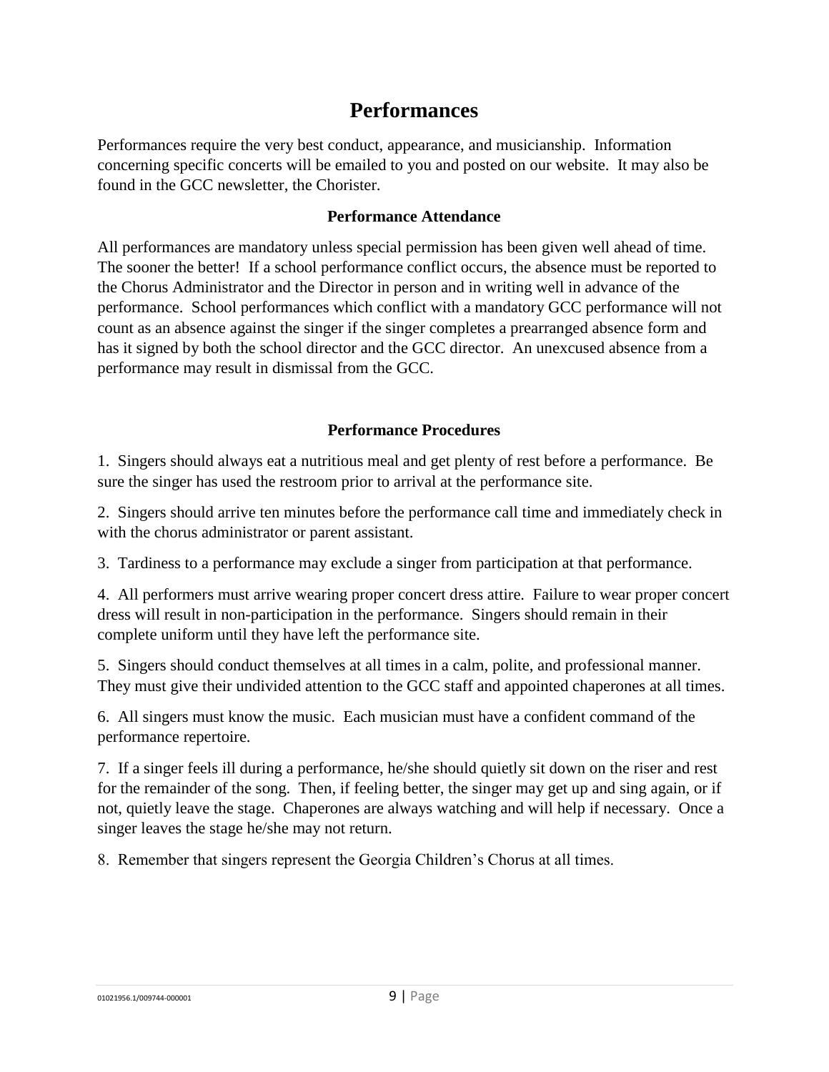# Performances

Performances require the very best conduct, appearance, and musicianship. Information concerning specific concerts will be emailed to you and posted on our website. It may also be found in the GCC newsletter, the Chorister.

### Performance Attendance

All performances are mandatory unless special permission has been given well ahead of time. The sooner the better! If a school performance conflict occurs, the absence must be reported to the Chorus Administrator and the Director in person and in writing well in advance of the performance. School performances which conflict with a mandatory GCC performance will not count as an absence against the singer if the singer completes a prearranged absence form and has it signed by both the school director and the GCC director. An unexcused absence from a performance may result in dismissal from the GCC.

### Performance Procedures

1. Singers should always eat a nutritious meal and get plenty of rest before a performance. Be sure the singer has used the restroom prior to arrival at the performance site.

2. Singers should arrive ten minutes before the performance call time and immediately check in with the chorus administrator or parent assistant.

3. Tardiness to a performance may exclude a singer from participation at that performance.

4. All performers must arrive wearing proper concert dress attire. Failure to wear proper concert dress will result in non-participation in the performance. Singers should remain in their complete uniform until they have left the performance site.

5. Singers should conduct themselves at all times in a calm, polite, and professional manner. They must give their undivided attention to the GCC staff and appointed chaperones at all times.

6. All singers must know the music. Each musician must have a confident command of the performance repertoire.

7. If a singer feels ill during a performance, he/she should quietly sit down on the riser and rest for the remainder of the song. Then, if feeling better, the singer may get up and sing again, or if not, quietly leave the stage. Chaperones are always watching and will help if necessary. Once a singer leaves the stage he/she may not return.

8. Remember that singers represent the Georgia Children's Chorus at all times.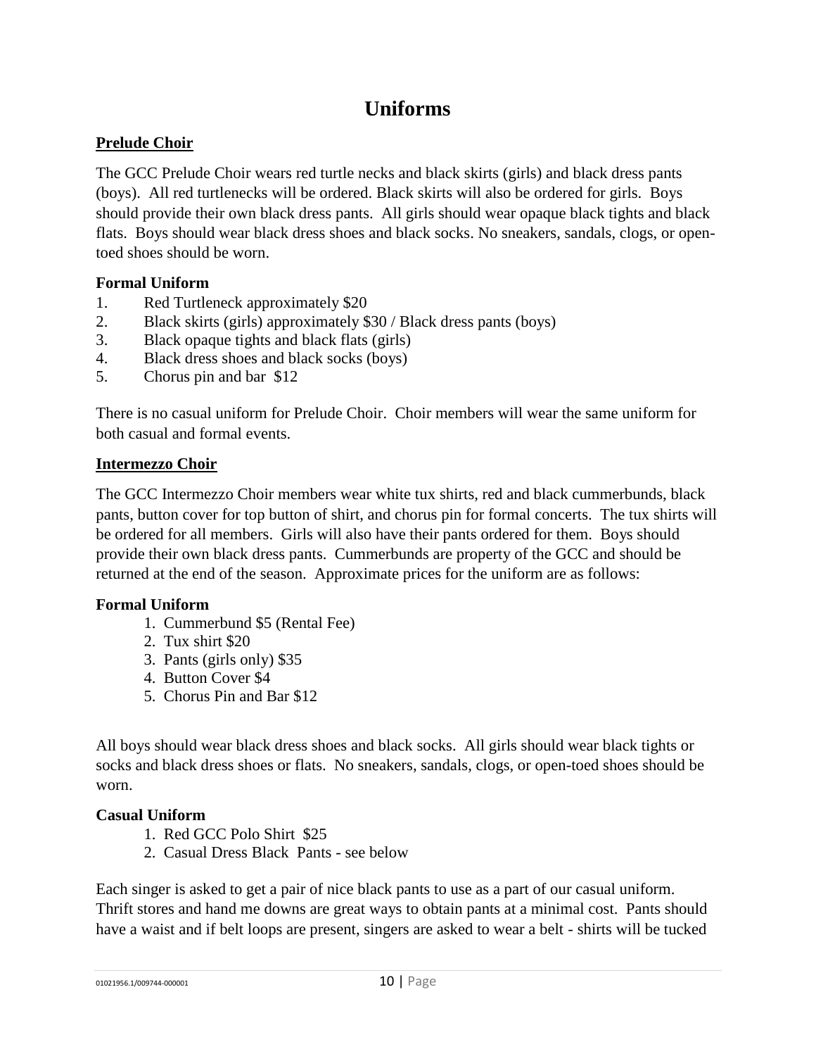# Uniforms

## Prelude Choir

The GCC Prelude Choir wears red turtle necks and black skirts (girls) and black dress pants (boys). All red turtlenecks will be ordered. Black skirts will also be ordered for girls. Boys should provide their own black dress pants. All girls should wear opaque black tights and black flats. Boys should wear black dress shoes and black socks. No sneakers, sandals, clogs, or open-toed shoes should be worn.

**Formal Uniform**

1. Red Turtleneck approximately $20
2. Black skirts (girls) approximately $30 / Black dress pants (boys)
3. Black opaque tights and black flats (girls)
4. Black dress shoes and black socks (boys)
5. Chorus pin and bar $12

There is no casual uniform for Prelude Choir. Choir members will wear the same uniform for both casual and formal events.

## Intermezzo Choir

The GCC Intermezzo Choir members wear white tux shirts, red and black cummerbunds, black pants, button cover for top button of shirt, and chorus pin for formal concerts. The tux shirts will be ordered for all members. Girls will also have their pants ordered for them. Boys should provide their own black dress pants. Cummerbunds are property of the GCC and should be returned at the end of the season. Approximate prices for the uniform are as follows:

**Formal Uniform**

1. Cummerbund $5 (Rental Fee)
2. Tux shirt $20
3. Pants (girls only) $35
4. Button Cover $4
5. Chorus Pin and Bar $12

All boys should wear black dress shoes and black socks. All girls should wear black tights or socks and black dress shoes or flats. No sneakers, sandals, clogs, or open-toed shoes should be worn.

**Casual Uniform**

1. Red GCC Polo Shirt $25
2. Casual Dress Black Pants - see below

Each singer is asked to get a pair of nice black pants to use as a part of our casual uniform. Thrift stores and hand me downs are great ways to obtain pants at a minimal cost. Pants should have a waist and if belt loops are present, singers are asked to wear a belt - shirts will be tucked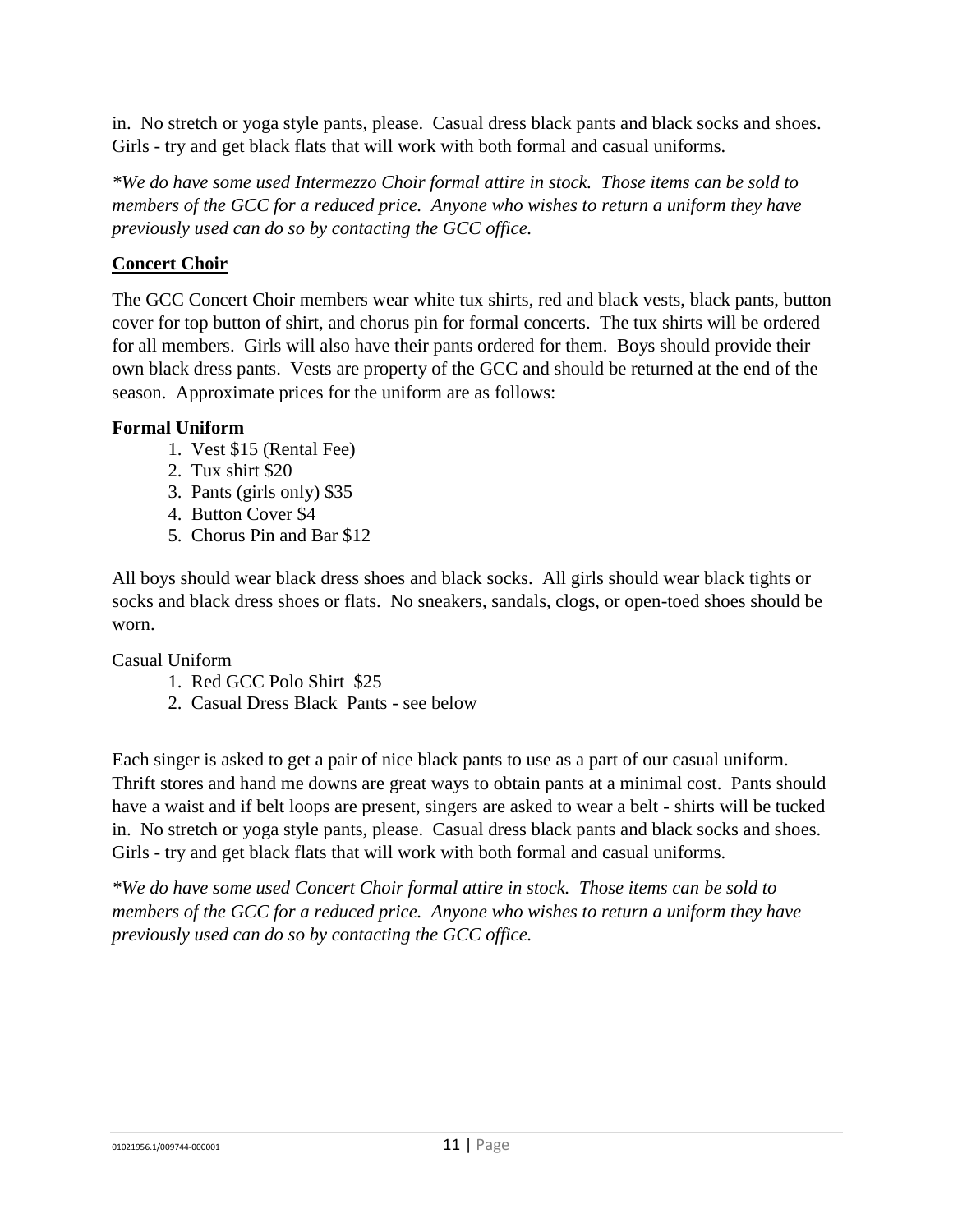in. No stretch or yoga style pants, please. Casual dress black pants and black socks and shoes. Girls - try and get black flats that will work with both formal and casual uniforms.

*\*We do have some used Intermezzo Choir formal attire in stock. Those items can be sold to members of the GCC for a reduced price. Anyone who wishes to return a uniform they have previously used can do so by contacting the GCC office.*

## Concert Choir

The GCC Concert Choir members wear white tux shirts, red and black vests, black pants, button cover for top button of shirt, and chorus pin for formal concerts. The tux shirts will be ordered for all members. Girls will also have their pants ordered for them. Boys should provide their own black dress pants. Vests are property of the GCC and should be returned at the end of the season. Approximate prices for the uniform are as follows:

**Formal Uniform**

1. Vest $15 (Rental Fee)
2. Tux shirt $20
3. Pants (girls only) $35
4. Button Cover $4
5. Chorus Pin and Bar $12

All boys should wear black dress shoes and black socks. All girls should wear black tights or socks and black dress shoes or flats. No sneakers, sandals, clogs, or open-toed shoes should be worn.

Casual Uniform

1. Red GCC Polo Shirt $25
2. Casual Dress Black Pants - see below

Each singer is asked to get a pair of nice black pants to use as a part of our casual uniform. Thrift stores and hand me downs are great ways to obtain pants at a minimal cost. Pants should have a waist and if belt loops are present, singers are asked to wear a belt - shirts will be tucked in. No stretch or yoga style pants, please. Casual dress black pants and black socks and shoes. Girls - try and get black flats that will work with both formal and casual uniforms.

*\*We do have some used Concert Choir formal attire in stock. Those items can be sold to members of the GCC for a reduced price. Anyone who wishes to return a uniform they have previously used can do so by contacting the GCC office.*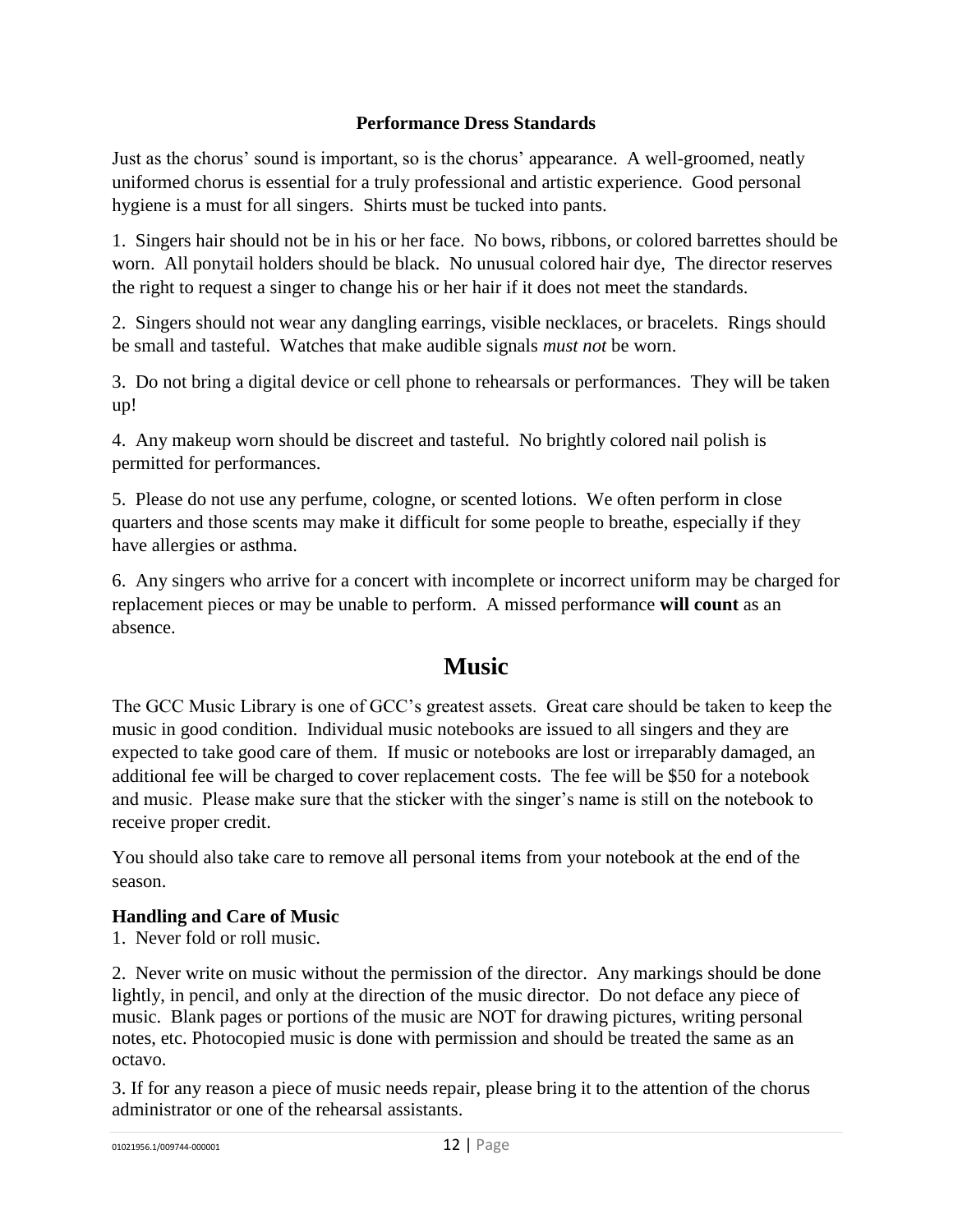**Performance Dress Standards**

Just as the chorus' sound is important, so is the chorus' appearance. A well-groomed, neatly uniformed chorus is essential for a truly professional and artistic experience. Good personal hygiene is a must for all singers. Shirts must be tucked into pants.

1. Singers hair should not be in his or her face. No bows, ribbons, or colored barrettes should be worn. All ponytail holders should be black. No unusual colored hair dye, The director reserves the right to request a singer to change his or her hair if it does not meet the standards.

2. Singers should not wear any dangling earrings, visible necklaces, or bracelets. Rings should be small and tasteful. Watches that make audible signals *must not* be worn.

3. Do not bring a digital device or cell phone to rehearsals or performances. They will be taken up!

4. Any makeup worn should be discreet and tasteful. No brightly colored nail polish is permitted for performances.

5. Please do not use any perfume, cologne, or scented lotions. We often perform in close quarters and those scents may make it difficult for some people to breathe, especially if they have allergies or asthma.

6. Any singers who arrive for a concert with incomplete or incorrect uniform may be charged for replacement pieces or may be unable to perform. A missed performance **will count** as an absence.

# Music

The GCC Music Library is one of GCC's greatest assets. Great care should be taken to keep the music in good condition. Individual music notebooks are issued to all singers and they are expected to take good care of them. If music or notebooks are lost or irreparably damaged, an additional fee will be charged to cover replacement costs. The fee will be $50 for a notebook and music. Please make sure that the sticker with the singer's name is still on the notebook to receive proper credit.

You should also take care to remove all personal items from your notebook at the end of the season.

**Handling and Care of Music**

1. Never fold or roll music.

2. Never write on music without the permission of the director. Any markings should be done lightly, in pencil, and only at the direction of the music director. Do not deface any piece of music. Blank pages or portions of the music are NOT for drawing pictures, writing personal notes, etc. Photocopied music is done with permission and should be treated the same as an octavo.

3. If for any reason a piece of music needs repair, please bring it to the attention of the chorus administrator or one of the rehearsal assistants.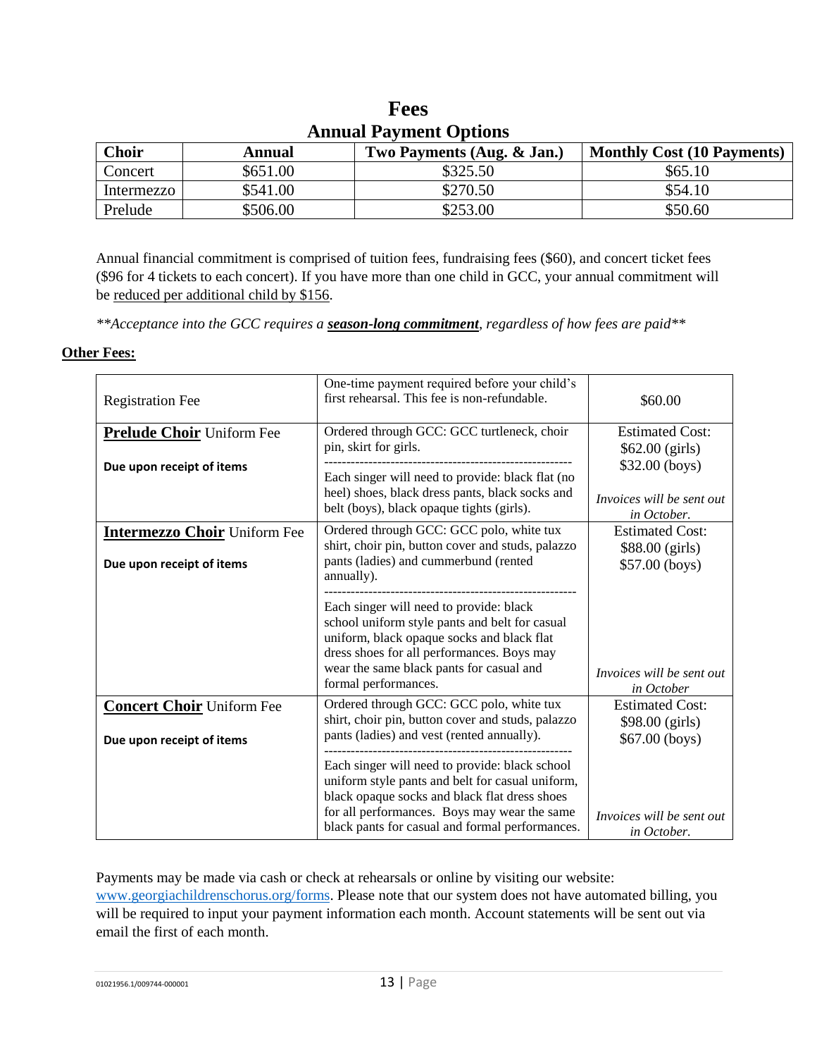# Fees

## Annual Payment Options

| Choir | Annual | Two Payments (Aug. & Jan.) | Monthly Cost (10 Payments) |
|---|---|---|---|
| Concert | $651.00 | $325.50 | $65.10 |
| Intermezzo | $541.00 | $270.50 | $54.10 |
| Prelude | $506.00 | $253.00 | $50.60 |

Annual financial commitment is comprised of tuition fees, fundraising fees ($60), and concert ticket fees ($96 for 4 tickets to each concert). If you have more than one child in GCC, your annual commitment will be reduced per additional child by $156.

*\*\*Acceptance into the GCC requires a **season-long commitment**, regardless of how fees are paid\*\**

**Other Fees:**

| | | |
|---|---|---|
| Registration Fee | One-time payment required before your child's first rehearsal. This fee is non-refundable. | $60.00 |
| **Prelude Choir** Uniform Fee<br><br>**Due upon receipt of items** | Ordered through GCC: GCC turtleneck, choir pin, skirt for girls.<br>--------------------------------------------------------<br>Each singer will need to provide: black flat (no heel) shoes, black dress pants, black socks and belt (boys), black opaque tights (girls). | Estimated Cost:<br>$62.00 (girls)<br>$32.00 (boys)<br><br>*Invoices will be sent out in October.* |
| **Intermezzo Choir** Uniform Fee<br><br>**Due upon receipt of items** | Ordered through GCC: GCC polo, white tux shirt, choir pin, button cover and studs, palazzo pants (ladies) and cummerbund (rented annually).<br>--------------------------------------------------------<br>Each singer will need to provide: black school uniform style pants and belt for casual uniform, black opaque socks and black flat dress shoes for all performances. Boys may wear the same black pants for casual and formal performances. | Estimated Cost:<br>$88.00 (girls)<br>$57.00 (boys)<br><br>*Invoices will be sent out in October* |
| **Concert Choir** Uniform Fee<br><br>**Due upon receipt of items** | Ordered through GCC: GCC polo, white tux shirt, choir pin, button cover and studs, palazzo pants (ladies) and vest (rented annually).<br>--------------------------------------------------------<br>Each singer will need to provide: black school uniform style pants and belt for casual uniform, black opaque socks and black flat dress shoes for all performances. Boys may wear the same black pants for casual and formal performances. | Estimated Cost:<br>$98.00 (girls)<br>$67.00 (boys)<br><br>*Invoices will be sent out in October.* |

Payments may be made via cash or check at rehearsals or online by visiting our website: www.georgiachildrenschorus.org/forms. Please note that our system does not have automated billing, you will be required to input your payment information each month. Account statements will be sent out via email the first of each month.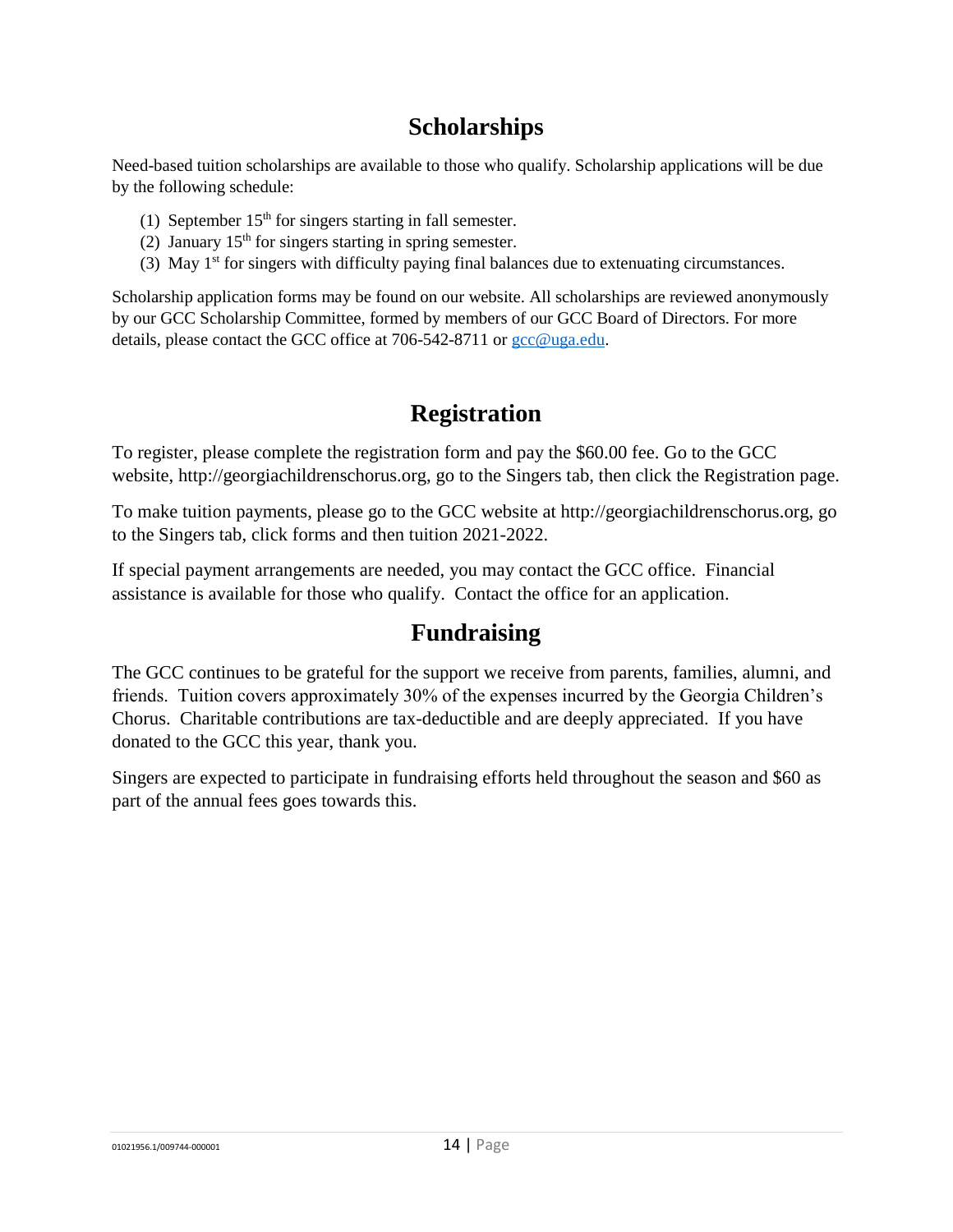## Scholarships

Need-based tuition scholarships are available to those who qualify. Scholarship applications will be due by the following schedule:

(1) September 15th for singers starting in fall semester.
(2) January 15th for singers starting in spring semester.
(3) May 1st for singers with difficulty paying final balances due to extenuating circumstances.

Scholarship application forms may be found on our website. All scholarships are reviewed anonymously by our GCC Scholarship Committee, formed by members of our GCC Board of Directors. For more details, please contact the GCC office at 706-542-8711 or gcc@uga.edu.

## Registration

To register, please complete the registration form and pay the $60.00 fee. Go to the GCC website, http://georgiachildrenschorus.org, go to the Singers tab, then click the Registration page.

To make tuition payments, please go to the GCC website at http://georgiachildrenschorus.org, go to the Singers tab, click forms and then tuition 2021-2022.

If special payment arrangements are needed, you may contact the GCC office. Financial assistance is available for those who qualify. Contact the office for an application.

## Fundraising

The GCC continues to be grateful for the support we receive from parents, families, alumni, and friends. Tuition covers approximately 30% of the expenses incurred by the Georgia Children's Chorus. Charitable contributions are tax-deductible and are deeply appreciated. If you have donated to the GCC this year, thank you.

Singers are expected to participate in fundraising efforts held throughout the season and $60 as part of the annual fees goes towards this.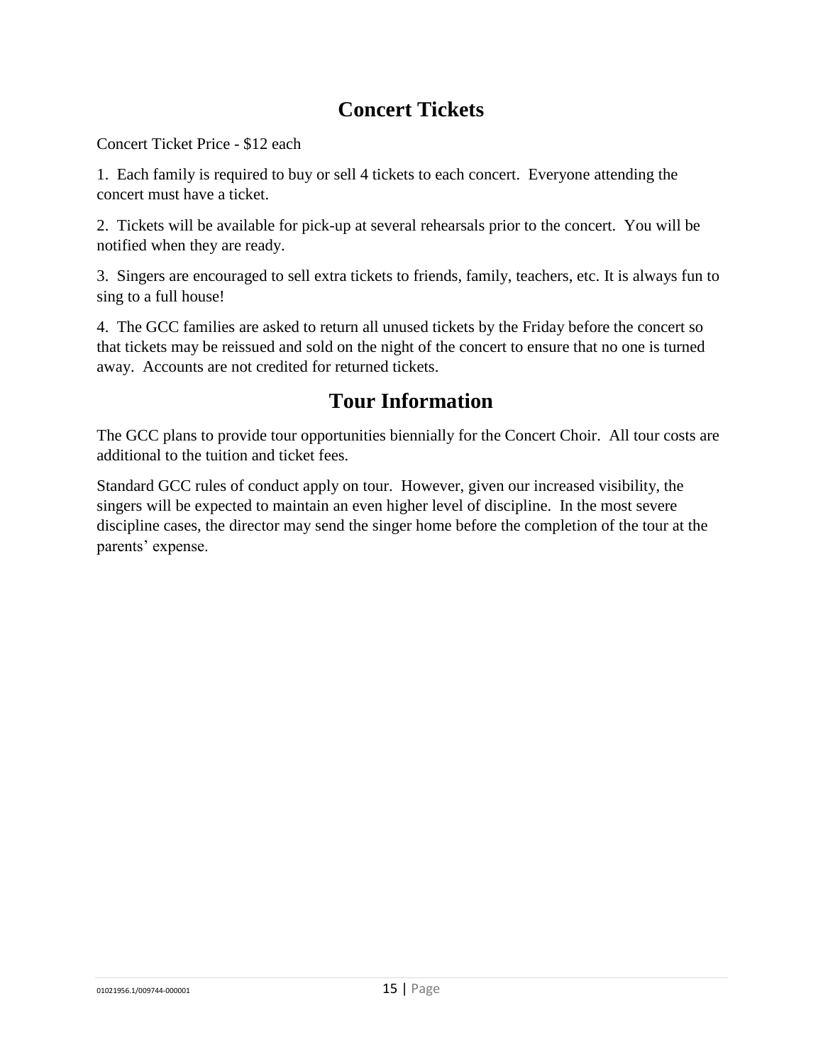# Concert Tickets

Concert Ticket Price - $12 each

1. Each family is required to buy or sell 4 tickets to each concert. Everyone attending the concert must have a ticket.

2. Tickets will be available for pick-up at several rehearsals prior to the concert. You will be notified when they are ready.

3. Singers are encouraged to sell extra tickets to friends, family, teachers, etc. It is always fun to sing to a full house!

4. The GCC families are asked to return all unused tickets by the Friday before the concert so that tickets may be reissued and sold on the night of the concert to ensure that no one is turned away. Accounts are not credited for returned tickets.

# Tour Information

The GCC plans to provide tour opportunities biennially for the Concert Choir. All tour costs are additional to the tuition and ticket fees.

Standard GCC rules of conduct apply on tour. However, given our increased visibility, the singers will be expected to maintain an even higher level of discipline. In the most severe discipline cases, the director may send the singer home before the completion of the tour at the parents' expense.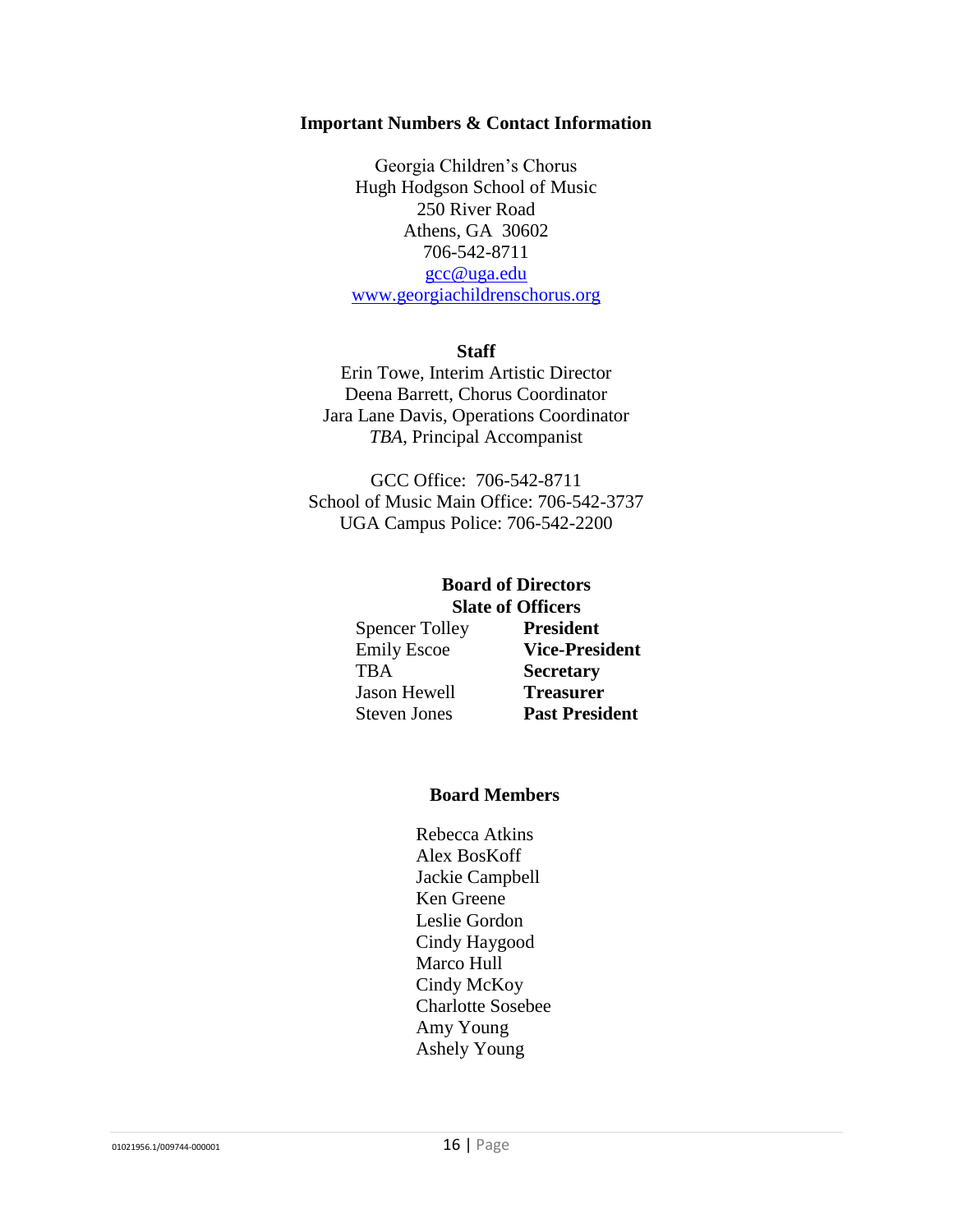## Important Numbers & Contact Information

Georgia Children's Chorus
Hugh Hodgson School of Music
250 River Road
Athens, GA 30602
706-542-8711
gcc@uga.edu
www.georgiachildrenschorus.org

### Staff

Erin Towe, Interim Artistic Director
Deena Barrett, Chorus Coordinator
Jara Lane Davis, Operations Coordinator
*TBA*, Principal Accompanist

GCC Office: 706-542-8711
School of Music Main Office: 706-542-3737
UGA Campus Police: 706-542-2200

### Board of Directors
### Slate of Officers

| | |
|---|---|
| Spencer Tolley | **President** |
| Emily Escoe | **Vice-President** |
| TBA | **Secretary** |
| Jason Hewell | **Treasurer** |
| Steven Jones | **Past President** |

### Board Members

Rebecca Atkins
Alex BosKoff
Jackie Campbell
Ken Greene
Leslie Gordon
Cindy Haygood
Marco Hull
Cindy McKoy
Charlotte Sosebee
Amy Young
Ashely Young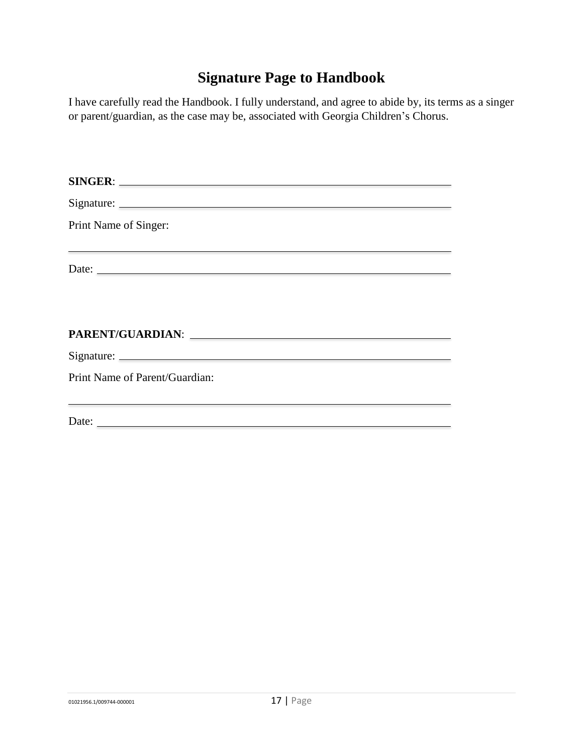# Signature Page to Handbook

I have carefully read the Handbook. I fully understand, and agree to abide by, its terms as a singer or parent/guardian, as the case may be, associated with Georgia Children's Chorus.

**SINGER**: ______________________________________________

Signature: ______________________________________________

Print Name of Singer:

______________________________________________

Date: ______________________________________________

**PARENT/GUARDIAN**: ______________________________________________

Signature: ______________________________________________

Print Name of Parent/Guardian:

______________________________________________

Date: ______________________________________________

01021956.1/009744-000001